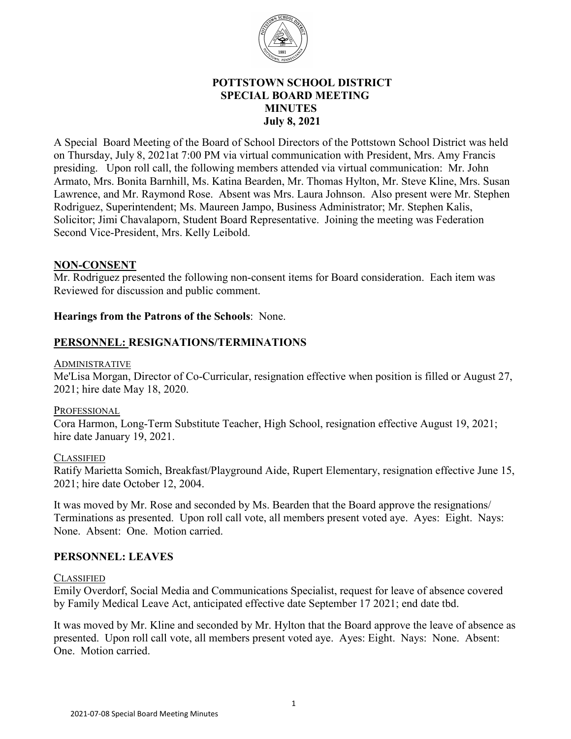# POTTSTOWN SCHOOL DISTRICT
## SPECIAL BOARD MEETING
## MINUTES
## July 8, 2021

A Special Board Meeting of the Board of School Directors of the Pottstown School District was held on Thursday, July 8, 2021at 7:00 PM via virtual communication with President, Mrs. Amy Francis presiding. Upon roll call, the following members attended via virtual communication: Mr. John Armato, Mrs. Bonita Barnhill, Ms. Katina Bearden, Mr. Thomas Hylton, Mr. Steve Kline, Mrs. Susan Lawrence, and Mr. Raymond Rose. Absent was Mrs. Laura Johnson. Also present were Mr. Stephen Rodriguez, Superintendent; Ms. Maureen Jampo, Business Administrator; Mr. Stephen Kalis, Solicitor; Jimi Chavalaporn, Student Board Representative. Joining the meeting was Federation Second Vice-President, Mrs. Kelly Leibold.

## NON-CONSENT

Mr. Rodriguez presented the following non-consent items for Board consideration. Each item was Reviewed for discussion and public comment.

**Hearings from the Patrons of the Schools**: None.

## PERSONNEL: RESIGNATIONS/TERMINATIONS

ADMINISTRATIVE

Me'Lisa Morgan, Director of Co-Curricular, resignation effective when position is filled or August 27, 2021; hire date May 18, 2020.

PROFESSIONAL

Cora Harmon, Long-Term Substitute Teacher, High School, resignation effective August 19, 2021; hire date January 19, 2021.

CLASSIFIED

Ratify Marietta Somich, Breakfast/Playground Aide, Rupert Elementary, resignation effective June 15, 2021; hire date October 12, 2004.

It was moved by Mr. Rose and seconded by Ms. Bearden that the Board approve the resignations/ Terminations as presented. Upon roll call vote, all members present voted aye. Ayes: Eight. Nays: None. Absent: One. Motion carried.

## PERSONNEL: LEAVES

CLASSIFIED

Emily Overdorf, Social Media and Communications Specialist, request for leave of absence covered by Family Medical Leave Act, anticipated effective date September 17 2021; end date tbd.

It was moved by Mr. Kline and seconded by Mr. Hylton that the Board approve the leave of absence as presented. Upon roll call vote, all members present voted aye. Ayes: Eight. Nays: None. Absent: One. Motion carried.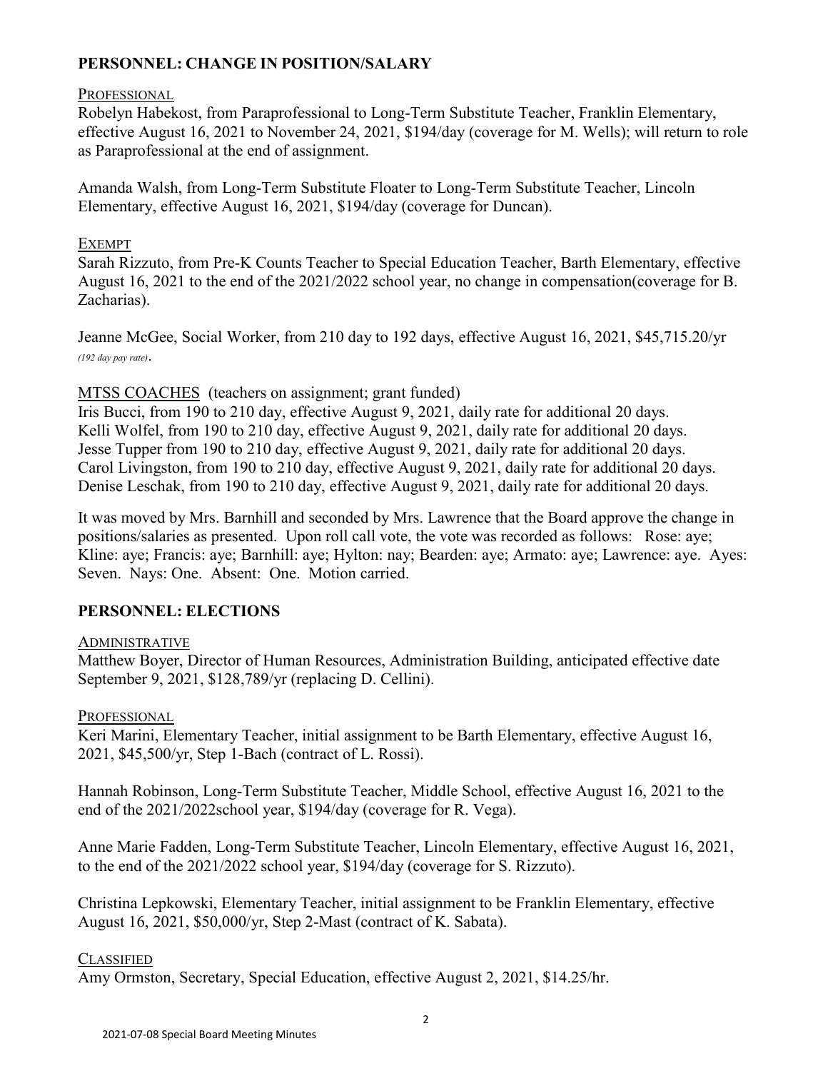## PERSONNEL: CHANGE IN POSITION/SALARY

PROFESSIONAL

Robelyn Habekost, from Paraprofessional to Long-Term Substitute Teacher, Franklin Elementary, effective August 16, 2021 to November 24, 2021, \$194/day (coverage for M. Wells); will return to role as Paraprofessional at the end of assignment.

Amanda Walsh, from Long-Term Substitute Floater to Long-Term Substitute Teacher, Lincoln Elementary, effective August 16, 2021, \$194/day (coverage for Duncan).

EXEMPT

Sarah Rizzuto, from Pre-K Counts Teacher to Special Education Teacher, Barth Elementary, effective August 16, 2021 to the end of the 2021/2022 school year, no change in compensation(coverage for B. Zacharias).

Jeanne McGee, Social Worker, from 210 day to 192 days, effective August 16, 2021, \$45,715.20/yr *(192 day pay rate)*.

MTSS COACHES (teachers on assignment; grant funded)

Iris Bucci, from 190 to 210 day, effective August 9, 2021, daily rate for additional 20 days.
Kelli Wolfel, from 190 to 210 day, effective August 9, 2021, daily rate for additional 20 days.
Jesse Tupper from 190 to 210 day, effective August 9, 2021, daily rate for additional 20 days.
Carol Livingston, from 190 to 210 day, effective August 9, 2021, daily rate for additional 20 days.
Denise Leschak, from 190 to 210 day, effective August 9, 2021, daily rate for additional 20 days.

It was moved by Mrs. Barnhill and seconded by Mrs. Lawrence that the Board approve the change in positions/salaries as presented. Upon roll call vote, the vote was recorded as follows: Rose: aye; Kline: aye; Francis: aye; Barnhill: aye; Hylton: nay; Bearden: aye; Armato: aye; Lawrence: aye. Ayes: Seven. Nays: One. Absent: One. Motion carried.

## PERSONNEL: ELECTIONS

ADMINISTRATIVE

Matthew Boyer, Director of Human Resources, Administration Building, anticipated effective date September 9, 2021, \$128,789/yr (replacing D. Cellini).

PROFESSIONAL

Keri Marini, Elementary Teacher, initial assignment to be Barth Elementary, effective August 16, 2021, \$45,500/yr, Step 1-Bach (contract of L. Rossi).

Hannah Robinson, Long-Term Substitute Teacher, Middle School, effective August 16, 2021 to the end of the 2021/2022school year, \$194/day (coverage for R. Vega).

Anne Marie Fadden, Long-Term Substitute Teacher, Lincoln Elementary, effective August 16, 2021, to the end of the 2021/2022 school year, \$194/day (coverage for S. Rizzuto).

Christina Lepkowski, Elementary Teacher, initial assignment to be Franklin Elementary, effective August 16, 2021, \$50,000/yr, Step 2-Mast (contract of K. Sabata).

CLASSIFIED

Amy Ormston, Secretary, Special Education, effective August 2, 2021, \$14.25/hr.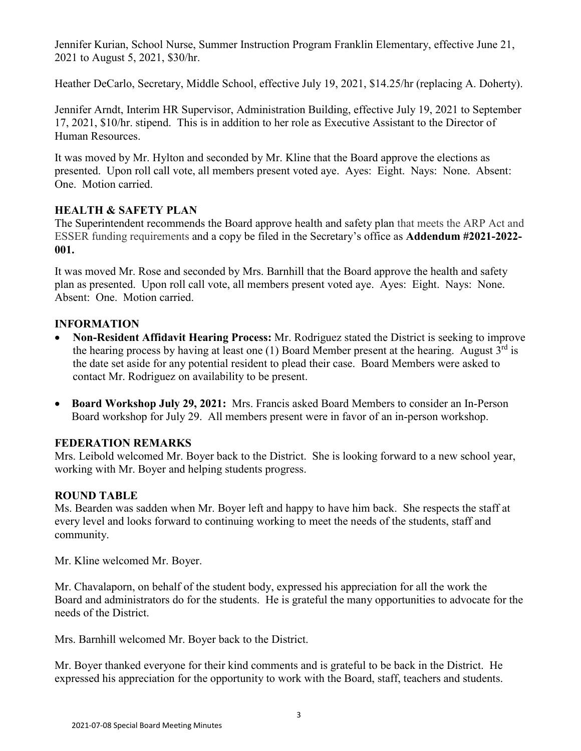Jennifer Kurian, School Nurse, Summer Instruction Program Franklin Elementary, effective June 21, 2021 to August 5, 2021, $30/hr.

Heather DeCarlo, Secretary, Middle School, effective July 19, 2021, $14.25/hr (replacing A. Doherty).

Jennifer Arndt, Interim HR Supervisor, Administration Building, effective July 19, 2021 to September 17, 2021, $10/hr. stipend. This is in addition to her role as Executive Assistant to the Director of Human Resources.

It was moved by Mr. Hylton and seconded by Mr. Kline that the Board approve the elections as presented. Upon roll call vote, all members present voted aye. Ayes: Eight. Nays: None. Absent: One. Motion carried.

## HEALTH & SAFETY PLAN

The Superintendent recommends the Board approve health and safety plan that meets the ARP Act and ESSER funding requirements and a copy be filed in the Secretary's office as **Addendum #2021-2022-001.**

It was moved Mr. Rose and seconded by Mrs. Barnhill that the Board approve the health and safety plan as presented. Upon roll call vote, all members present voted aye. Ayes: Eight. Nays: None. Absent: One. Motion carried.

## INFORMATION

- **Non-Resident Affidavit Hearing Process:** Mr. Rodriguez stated the District is seeking to improve the hearing process by having at least one (1) Board Member present at the hearing. August 3rd is the date set aside for any potential resident to plead their case. Board Members were asked to contact Mr. Rodriguez on availability to be present.
- **Board Workshop July 29, 2021:** Mrs. Francis asked Board Members to consider an In-Person Board workshop for July 29. All members present were in favor of an in-person workshop.

## FEDERATION REMARKS

Mrs. Leibold welcomed Mr. Boyer back to the District. She is looking forward to a new school year, working with Mr. Boyer and helping students progress.

## ROUND TABLE

Ms. Bearden was sadden when Mr. Boyer left and happy to have him back. She respects the staff at every level and looks forward to continuing working to meet the needs of the students, staff and community.

Mr. Kline welcomed Mr. Boyer.

Mr. Chavalaporn, on behalf of the student body, expressed his appreciation for all the work the Board and administrators do for the students. He is grateful the many opportunities to advocate for the needs of the District.

Mrs. Barnhill welcomed Mr. Boyer back to the District.

Mr. Boyer thanked everyone for their kind comments and is grateful to be back in the District. He expressed his appreciation for the opportunity to work with the Board, staff, teachers and students.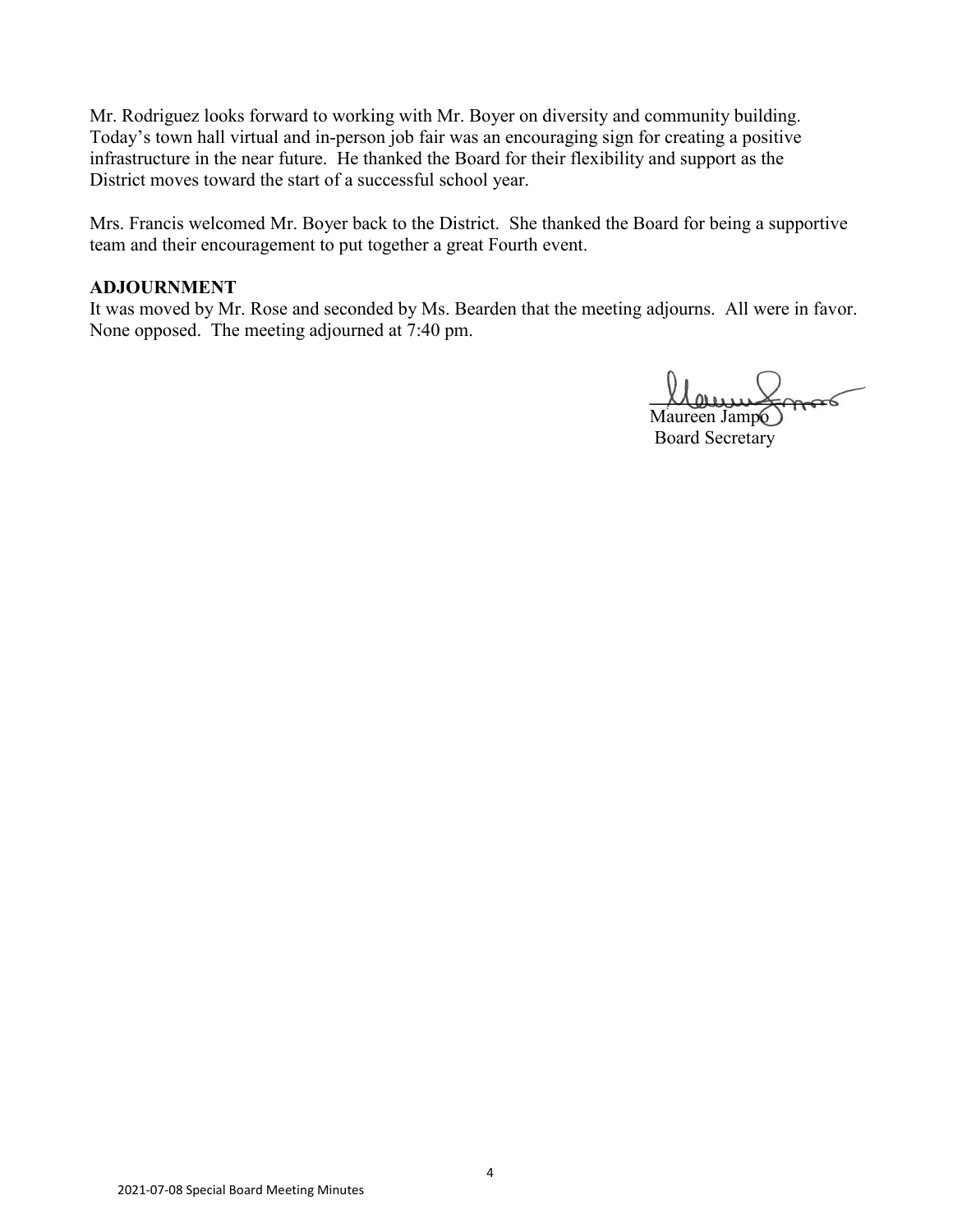Mr. Rodriguez looks forward to working with Mr. Boyer on diversity and community building. Today's town hall virtual and in-person job fair was an encouraging sign for creating a positive infrastructure in the near future. He thanked the Board for their flexibility and support as the District moves toward the start of a successful school year.

Mrs. Francis welcomed Mr. Boyer back to the District. She thanked the Board for being a supportive team and their encouragement to put together a great Fourth event.

**ADJOURNMENT**

It was moved by Mr. Rose and seconded by Ms. Bearden that the meeting adjourns. All were in favor. None opposed. The meeting adjourned at 7:40 pm.

Maureen Jampo
Board Secretary